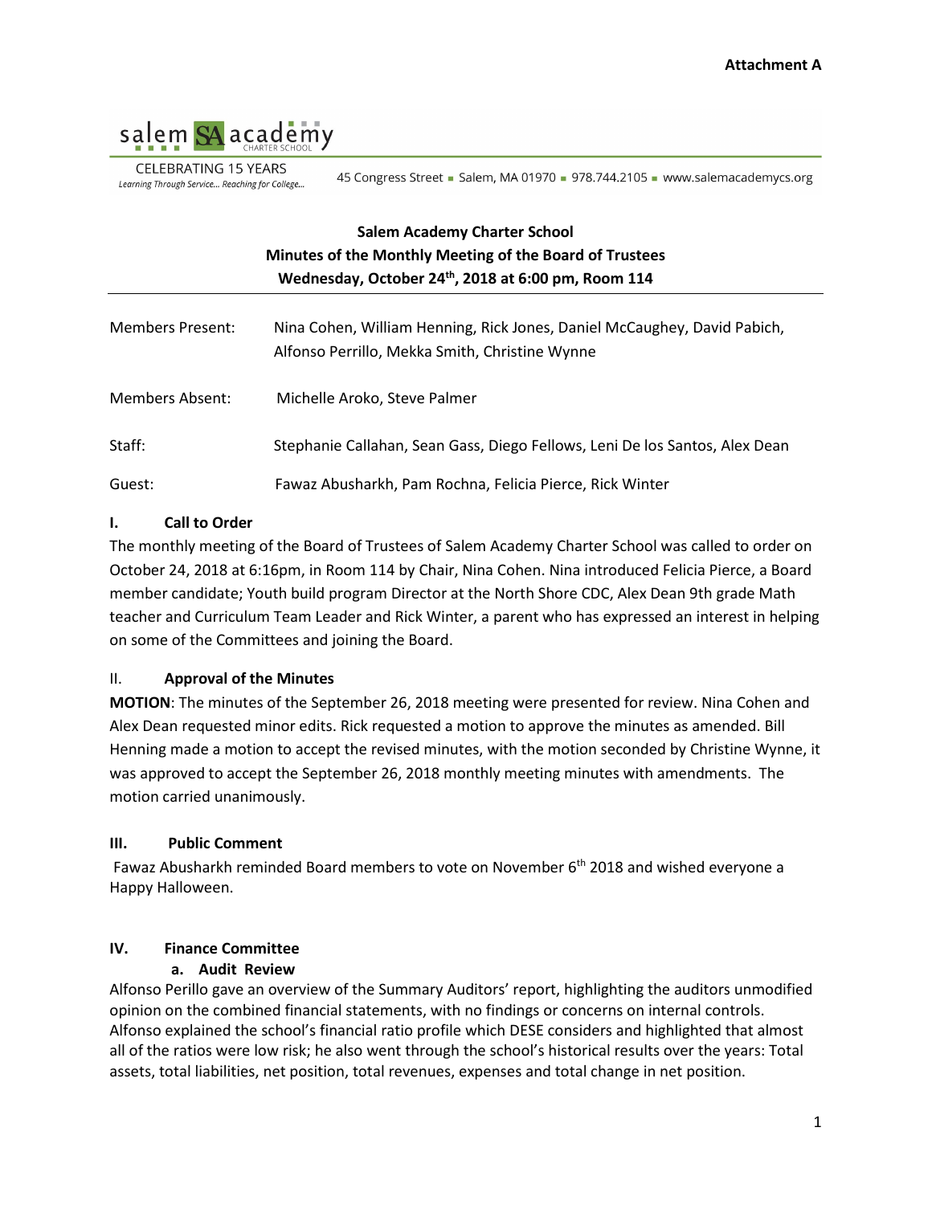**Attachment A**

salem SA academy
CHARTER SCHOOL

CELEBRATING 15 YEARS
*Learning Through Service... Reaching for College...*

45 Congress Street ▪ Salem, MA 01970 ▪ 978.744.2105 ▪ www.salemacademycs.org

## Salem Academy Charter School
## Minutes of the Monthly Meeting of the Board of Trustees
## Wednesday, October 24th, 2018 at 6:00 pm, Room 114

---

Members Present: Nina Cohen, William Henning, Rick Jones, Daniel McCaughey, David Pabich, Alfonso Perrillo, Mekka Smith, Christine Wynne

Members Absent: Michelle Aroko, Steve Palmer

Staff: Stephanie Callahan, Sean Gass, Diego Fellows, Leni De los Santos, Alex Dean

Guest: Fawaz Abusharkh, Pam Rochna, Felicia Pierce, Rick Winter

### I. Call to Order

The monthly meeting of the Board of Trustees of Salem Academy Charter School was called to order on October 24, 2018 at 6:16pm, in Room 114 by Chair, Nina Cohen. Nina introduced Felicia Pierce, a Board member candidate; Youth build program Director at the North Shore CDC, Alex Dean 9th grade Math teacher and Curriculum Team Leader and Rick Winter, a parent who has expressed an interest in helping on some of the Committees and joining the Board.

### II. Approval of the Minutes

**MOTION**: The minutes of the September 26, 2018 meeting were presented for review. Nina Cohen and Alex Dean requested minor edits. Rick requested a motion to approve the minutes as amended. Bill Henning made a motion to accept the revised minutes, with the motion seconded by Christine Wynne, it was approved to accept the September 26, 2018 monthly meeting minutes with amendments. The motion carried unanimously.

### III. Public Comment

Fawaz Abusharkh reminded Board members to vote on November 6th 2018 and wished everyone a Happy Halloween.

### IV. Finance Committee

**a. Audit Review**

Alfonso Perillo gave an overview of the Summary Auditors' report, highlighting the auditors unmodified opinion on the combined financial statements, with no findings or concerns on internal controls. Alfonso explained the school's financial ratio profile which DESE considers and highlighted that almost all of the ratios were low risk; he also went through the school's historical results over the years: Total assets, total liabilities, net position, total revenues, expenses and total change in net position.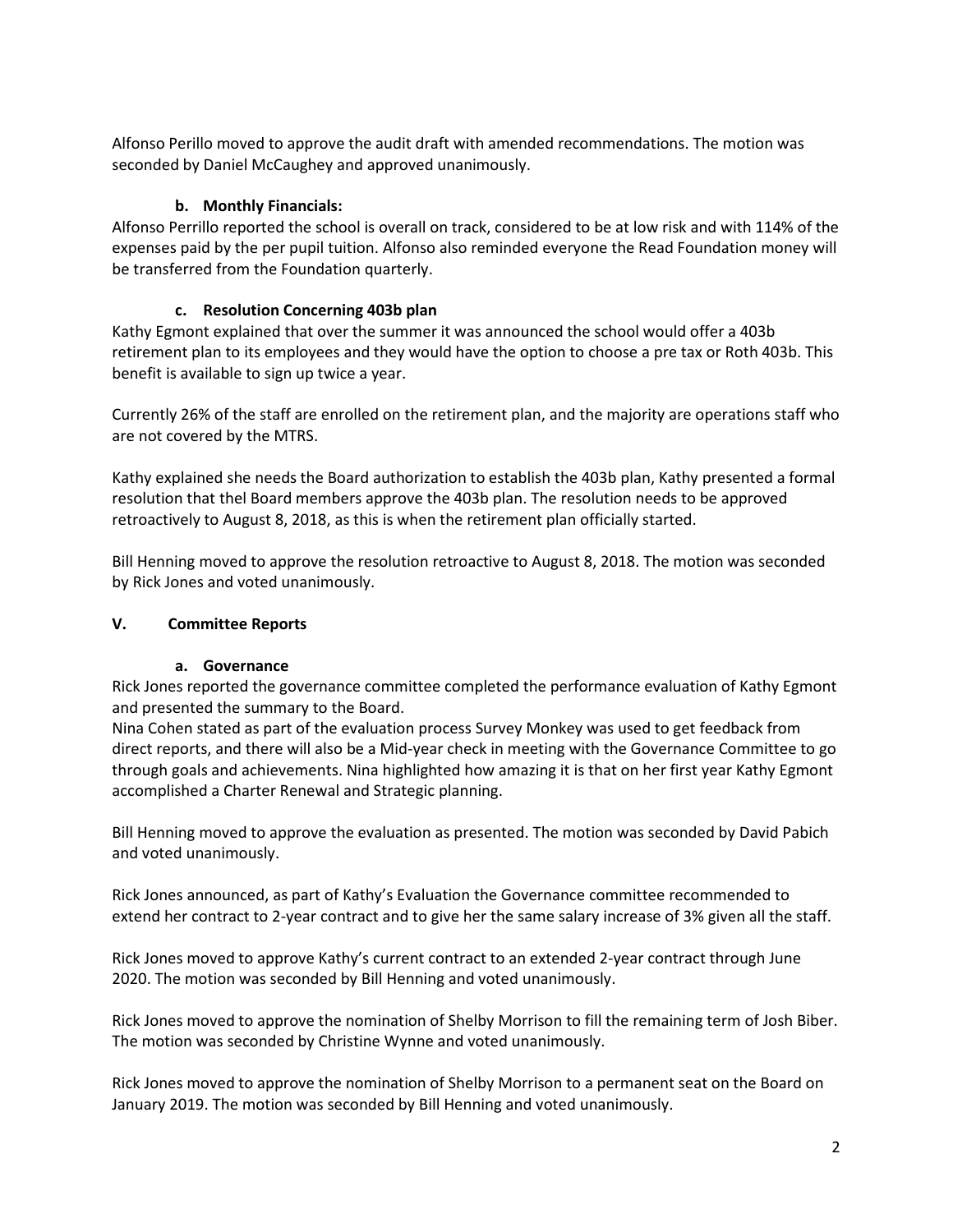Alfonso Perillo moved to approve the audit draft with amended recommendations. The motion was seconded by Daniel McCaughey and approved unanimously.

### b. Monthly Financials:

Alfonso Perrillo reported the school is overall on track, considered to be at low risk and with 114% of the expenses paid by the per pupil tuition. Alfonso also reminded everyone the Read Foundation money will be transferred from the Foundation quarterly.

### c. Resolution Concerning 403b plan

Kathy Egmont explained that over the summer it was announced the school would offer a 403b retirement plan to its employees and they would have the option to choose a pre tax or Roth 403b. This benefit is available to sign up twice a year.

Currently 26% of the staff are enrolled on the retirement plan, and the majority are operations staff who are not covered by the MTRS.

Kathy explained she needs the Board authorization to establish the 403b plan, Kathy presented a formal resolution that thel Board members approve the 403b plan. The resolution needs to be approved retroactively to August 8, 2018, as this is when the retirement plan officially started.

Bill Henning moved to approve the resolution retroactive to August 8, 2018. The motion was seconded by Rick Jones and voted unanimously.

## V. Committee Reports

### a. Governance

Rick Jones reported the governance committee completed the performance evaluation of Kathy Egmont and presented the summary to the Board.
Nina Cohen stated as part of the evaluation process Survey Monkey was used to get feedback from direct reports, and there will also be a Mid-year check in meeting with the Governance Committee to go through goals and achievements. Nina highlighted how amazing it is that on her first year Kathy Egmont accomplished a Charter Renewal and Strategic planning.

Bill Henning moved to approve the evaluation as presented. The motion was seconded by David Pabich and voted unanimously.

Rick Jones announced, as part of Kathy's Evaluation the Governance committee recommended to extend her contract to 2-year contract and to give her the same salary increase of 3% given all the staff.

Rick Jones moved to approve Kathy's current contract to an extended 2-year contract through June 2020. The motion was seconded by Bill Henning and voted unanimously.

Rick Jones moved to approve the nomination of Shelby Morrison to fill the remaining term of Josh Biber. The motion was seconded by Christine Wynne and voted unanimously.

Rick Jones moved to approve the nomination of Shelby Morrison to a permanent seat on the Board on January 2019. The motion was seconded by Bill Henning and voted unanimously.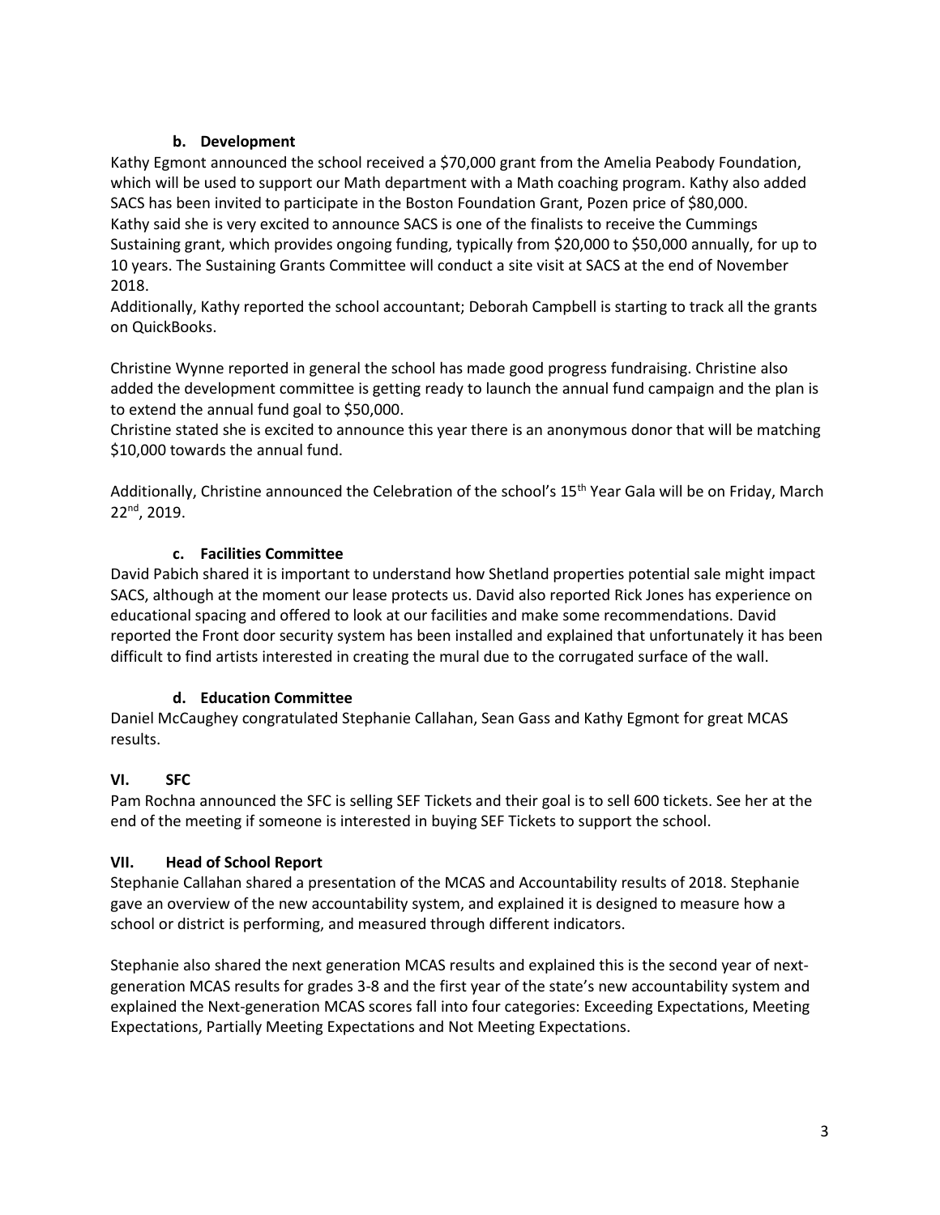### b. Development

Kathy Egmont announced the school received a $70,000 grant from the Amelia Peabody Foundation, which will be used to support our Math department with a Math coaching program. Kathy also added SACS has been invited to participate in the Boston Foundation Grant, Pozen price of $80,000.
Kathy said she is very excited to announce SACS is one of the finalists to receive the Cummings Sustaining grant, which provides ongoing funding, typically from $20,000 to $50,000 annually, for up to 10 years. The Sustaining Grants Committee will conduct a site visit at SACS at the end of November 2018.
Additionally, Kathy reported the school accountant; Deborah Campbell is starting to track all the grants on QuickBooks.

Christine Wynne reported in general the school has made good progress fundraising. Christine also added the development committee is getting ready to launch the annual fund campaign and the plan is to extend the annual fund goal to $50,000.
Christine stated she is excited to announce this year there is an anonymous donor that will be matching $10,000 towards the annual fund.

Additionally, Christine announced the Celebration of the school's 15th Year Gala will be on Friday, March 22nd, 2019.

### c. Facilities Committee

David Pabich shared it is important to understand how Shetland properties potential sale might impact SACS, although at the moment our lease protects us. David also reported Rick Jones has experience on educational spacing and offered to look at our facilities and make some recommendations. David reported the Front door security system has been installed and explained that unfortunately it has been difficult to find artists interested in creating the mural due to the corrugated surface of the wall.

### d. Education Committee

Daniel McCaughey congratulated Stephanie Callahan, Sean Gass and Kathy Egmont for great MCAS results.

## VI. SFC

Pam Rochna announced the SFC is selling SEF Tickets and their goal is to sell 600 tickets. See her at the end of the meeting if someone is interested in buying SEF Tickets to support the school.

## VII. Head of School Report

Stephanie Callahan shared a presentation of the MCAS and Accountability results of 2018. Stephanie gave an overview of the new accountability system, and explained it is designed to measure how a school or district is performing, and measured through different indicators.

Stephanie also shared the next generation MCAS results and explained this is the second year of next-generation MCAS results for grades 3-8 and the first year of the state's new accountability system and explained the Next-generation MCAS scores fall into four categories: Exceeding Expectations, Meeting Expectations, Partially Meeting Expectations and Not Meeting Expectations.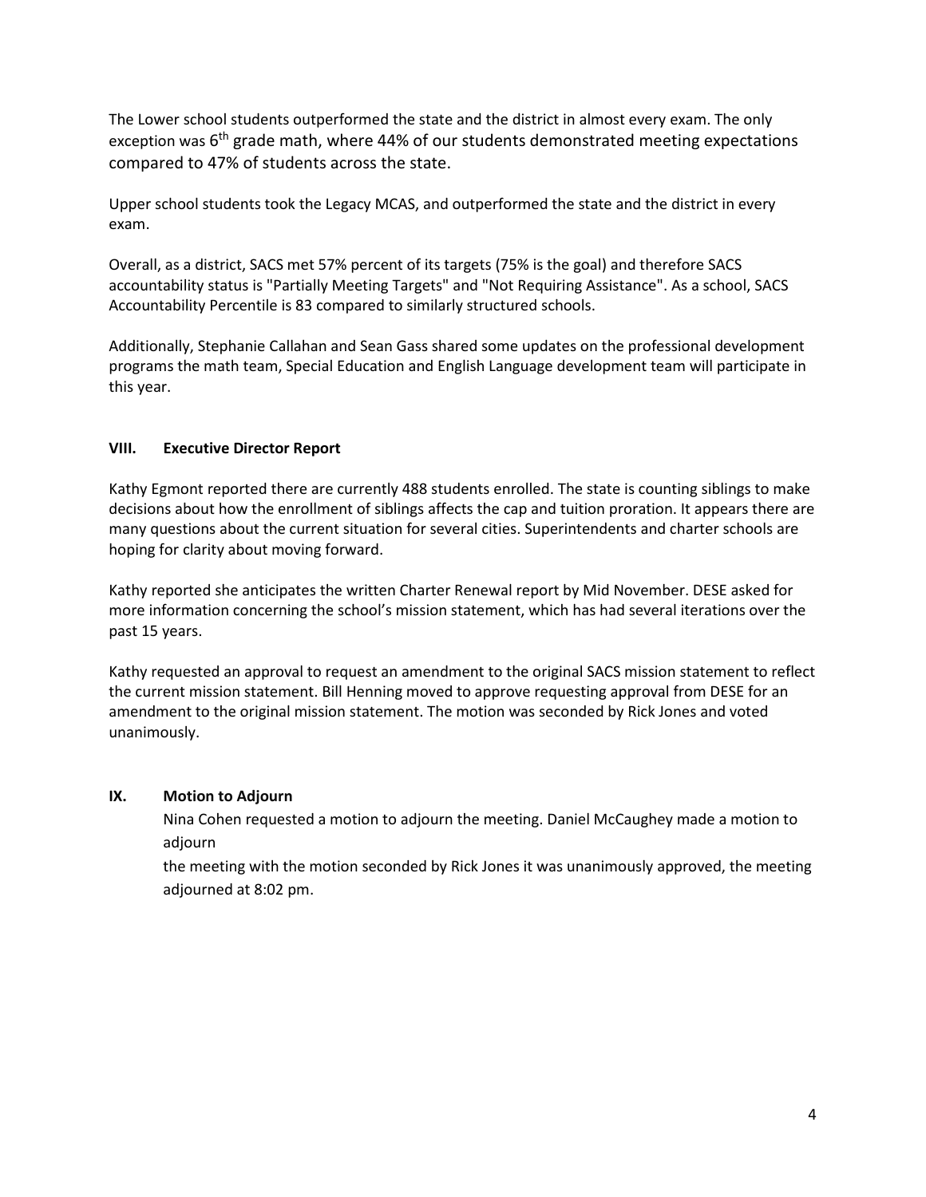The Lower school students outperformed the state and the district in almost every exam. The only exception was 6th grade math, where 44% of our students demonstrated meeting expectations compared to 47% of students across the state.

Upper school students took the Legacy MCAS, and outperformed the state and the district in every exam.

Overall, as a district, SACS met 57% percent of its targets (75% is the goal) and therefore SACS accountability status is "Partially Meeting Targets" and "Not Requiring Assistance". As a school, SACS Accountability Percentile is 83 compared to similarly structured schools.

Additionally, Stephanie Callahan and Sean Gass shared some updates on the professional development programs the math team, Special Education and English Language development team will participate in this year.

### VIII. Executive Director Report

Kathy Egmont reported there are currently 488 students enrolled. The state is counting siblings to make decisions about how the enrollment of siblings affects the cap and tuition proration. It appears there are many questions about the current situation for several cities. Superintendents and charter schools are hoping for clarity about moving forward.

Kathy reported she anticipates the written Charter Renewal report by Mid November. DESE asked for more information concerning the school's mission statement, which has had several iterations over the past 15 years.

Kathy requested an approval to request an amendment to the original SACS mission statement to reflect the current mission statement. Bill Henning moved to approve requesting approval from DESE for an amendment to the original mission statement. The motion was seconded by Rick Jones and voted unanimously.

### IX. Motion to Adjourn

Nina Cohen requested a motion to adjourn the meeting. Daniel McCaughey made a motion to adjourn
the meeting with the motion seconded by Rick Jones it was unanimously approved, the meeting adjourned at 8:02 pm.